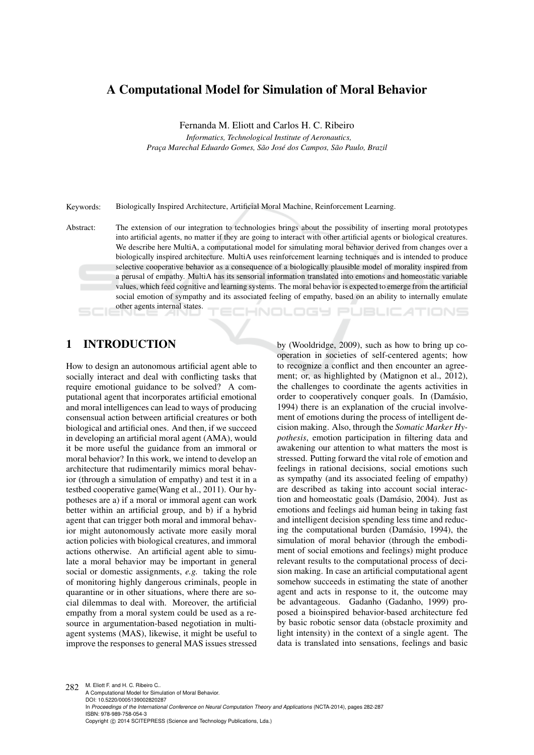# A Computational Model for Simulation of Moral Behavior

Fernanda M. Eliott and Carlos H. C. Ribeiro

*Informatics, Technological Institute of Aeronautics,*
*Praça Marechal Eduardo Gomes, São José dos Campos, São Paulo, Brazil*

Keywords: Biologically Inspired Architecture, Artificial Moral Machine, Reinforcement Learning.

Abstract: The extension of our integration to technologies brings about the possibility of inserting moral prototypes into artificial agents, no matter if they are going to interact with other artificial agents or biological creatures. We describe here MultiA, a computational model for simulating moral behavior derived from changes over a biologically inspired architecture. MultiA uses reinforcement learning techniques and is intended to produce selective cooperative behavior as a consequence of a biologically plausible model of morality inspired from a perusal of empathy. MultiA has its sensorial information translated into emotions and homeostatic variable values, which feed cognitive and learning systems. The moral behavior is expected to emerge from the artificial social emotion of sympathy and its associated feeling of empathy, based on an ability to internally emulate other agents internal states.

## 1 INTRODUCTION

How to design an autonomous artificial agent able to socially interact and deal with conflicting tasks that require emotional guidance to be solved? A computational agent that incorporates artificial emotional and moral intelligences can lead to ways of producing consensual action between artificial creatures or both biological and artificial ones. And then, if we succeed in developing an artificial moral agent (AMA), would it be more useful the guidance from an immoral or moral behavior? In this work, we intend to develop an architecture that rudimentarily mimics moral behavior (through a simulation of empathy) and test it in a testbed cooperative game(Wang et al., 2011). Our hypotheses are a) if a moral or immoral agent can work better within an artificial group, and b) if a hybrid agent that can trigger both moral and immoral behavior might autonomously activate more easily moral action policies with biological creatures, and immoral actions otherwise. An artificial agent able to simulate a moral behavior may be important in general social or domestic assignments, *e.g.* taking the role of monitoring highly dangerous criminals, people in quarantine or in other situations, where there are social dilemmas to deal with. Moreover, the artificial empathy from a moral system could be used as a resource in argumentation-based negotiation in multi-agent systems (MAS), likewise, it might be useful to improve the responses to general MAS issues stressed by (Wooldridge, 2009), such as how to bring up cooperation in societies of self-centered agents; how to recognize a conflict and then encounter an agreement; or, as highlighted by (Matignon et al., 2012), the challenges to coordinate the agents activities in order to cooperatively conquer goals. In (Damásio, 1994) there is an explanation of the crucial involvement of emotions during the process of intelligent decision making. Also, through the *Somatic Marker Hypothesis*, emotion participation in filtering data and awakening our attention to what matters the most is stressed. Putting forward the vital role of emotion and feelings in rational decisions, social emotions such as sympathy (and its associated feeling of empathy) are described as taking into account social interaction and homeostatic goals (Damásio, 2004). Just as emotions and feelings aid human being in taking fast and intelligent decision spending less time and reducing the computational burden (Damásio, 1994), the simulation of moral behavior (through the embodiment of social emotions and feelings) might produce relevant results to the computational process of decision making. In case an artificial computational agent somehow succeeds in estimating the state of another agent and acts in response to it, the outcome may be advantageous. Gadanho (Gadanho, 1999) proposed a bioinspired behavior-based architecture fed by basic robotic sensor data (obstacle proximity and light intensity) in the context of a single agent. The data is translated into sensations, feelings and basic

M. Eliott F. and H. C. Ribeiro C..
A Computational Model for Simulation of Moral Behavior.
DOI: 10.5220/0005139002820287
In *Proceedings of the International Conference on Neural Computation Theory and Applications* (NCTA-2014), pages 282-287
ISBN: 978-989-758-054-3
Copyright © 2014 SCITEPRESS (Science and Technology Publications, Lda.)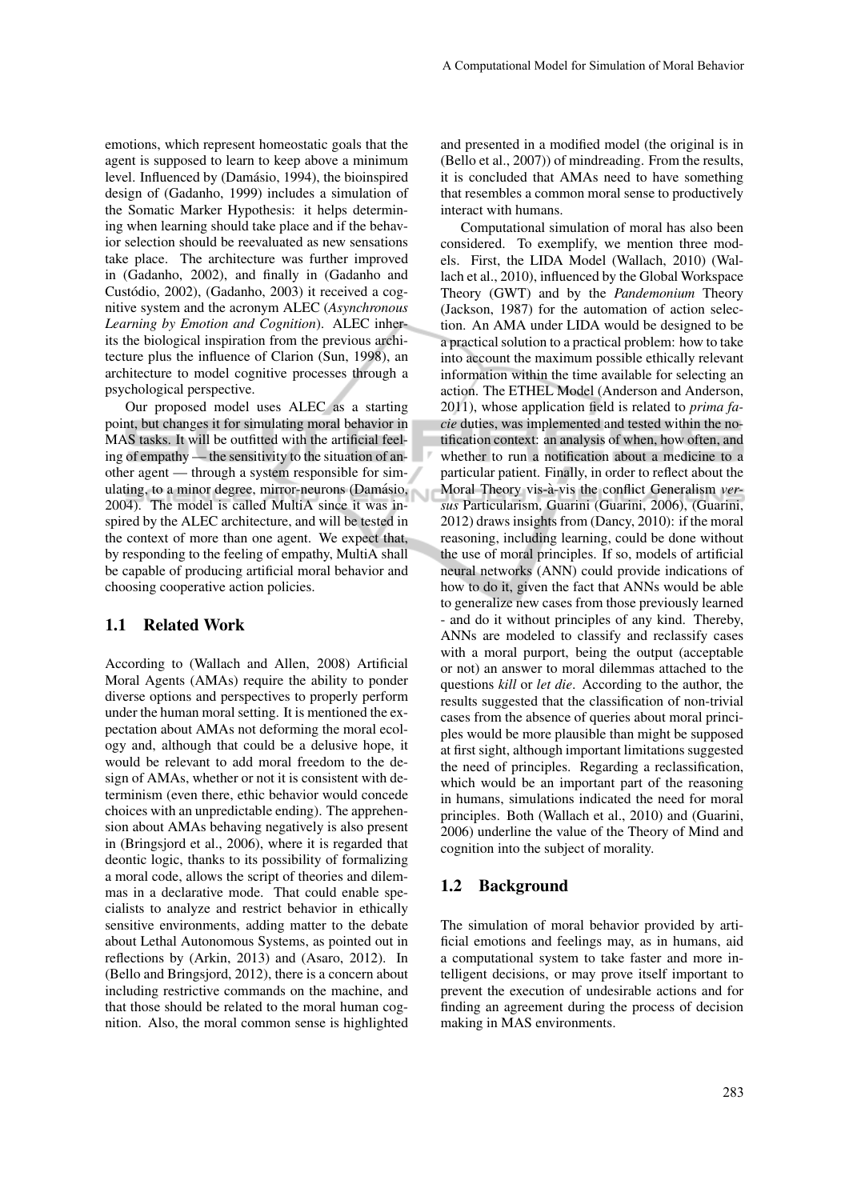emotions, which represent homeostatic goals that the agent is supposed to learn to keep above a minimum level. Influenced by (Damásio, 1994), the bioinspired design of (Gadanho, 1999) includes a simulation of the Somatic Marker Hypothesis: it helps determining when learning should take place and if the behavior selection should be reevaluated as new sensations take place. The architecture was further improved in (Gadanho, 2002), and finally in (Gadanho and Custódio, 2002), (Gadanho, 2003) it received a cognitive system and the acronym ALEC (*Asynchronous Learning by Emotion and Cognition*). ALEC inherits the biological inspiration from the previous architecture plus the influence of Clarion (Sun, 1998), an architecture to model cognitive processes through a psychological perspective.

Our proposed model uses ALEC as a starting point, but changes it for simulating moral behavior in MAS tasks. It will be outfitted with the artificial feeling of empathy — the sensitivity to the situation of another agent — through a system responsible for simulating, to a minor degree, mirror-neurons (Damásio, 2004). The model is called MultiA since it was inspired by the ALEC architecture, and will be tested in the context of more than one agent. We expect that, by responding to the feeling of empathy, MultiA shall be capable of producing artificial moral behavior and choosing cooperative action policies.

## 1.1 Related Work

According to (Wallach and Allen, 2008) Artificial Moral Agents (AMAs) require the ability to ponder diverse options and perspectives to properly perform under the human moral setting. It is mentioned the expectation about AMAs not deforming the moral ecology and, although that could be a delusive hope, it would be relevant to add moral freedom to the design of AMAs, whether or not it is consistent with determinism (even there, ethic behavior would concede choices with an unpredictable ending). The apprehension about AMAs behaving negatively is also present in (Bringsjord et al., 2006), where it is regarded that deontic logic, thanks to its possibility of formalizing a moral code, allows the script of theories and dilemmas in a declarative mode. That could enable specialists to analyze and restrict behavior in ethically sensitive environments, adding matter to the debate about Lethal Autonomous Systems, as pointed out in reflections by (Arkin, 2013) and (Asaro, 2012). In (Bello and Bringsjord, 2012), there is a concern about including restrictive commands on the machine, and that those should be related to the moral human cognition. Also, the moral common sense is highlighted and presented in a modified model (the original is in (Bello et al., 2007)) of mindreading. From the results, it is concluded that AMAs need to have something that resembles a common moral sense to productively interact with humans.

Computational simulation of moral has also been considered. To exemplify, we mention three models. First, the LIDA Model (Wallach, 2010) (Wallach et al., 2010), influenced by the Global Workspace Theory (GWT) and by the *Pandemonium* Theory (Jackson, 1987) for the automation of action selection. An AMA under LIDA would be designed to be a practical solution to a practical problem: how to take into account the maximum possible ethically relevant information within the time available for selecting an action. The ETHEL Model (Anderson and Anderson, 2011), whose application field is related to *prima facie* duties, was implemented and tested within the notification context: an analysis of when, how often, and whether to run a notification about a medicine to a particular patient. Finally, in order to reflect about the Moral Theory vis-à-vis the conflict Generalism *versus* Particularism, Guarini (Guarini, 2006), (Guarini, 2012) draws insights from (Dancy, 2010): if the moral reasoning, including learning, could be done without the use of moral principles. If so, models of artificial neural networks (ANN) could provide indications of how to do it, given the fact that ANNs would be able to generalize new cases from those previously learned - and do it without principles of any kind. Thereby, ANNs are modeled to classify and reclassify cases with a moral purport, being the output (acceptable or not) an answer to moral dilemmas attached to the questions *kill* or *let die*. According to the author, the results suggested that the classification of non-trivial cases from the absence of queries about moral principles would be more plausible than might be supposed at first sight, although important limitations suggested the need of principles. Regarding a reclassification, which would be an important part of the reasoning in humans, simulations indicated the need for moral principles. Both (Wallach et al., 2010) and (Guarini, 2006) underline the value of the Theory of Mind and cognition into the subject of morality.

## 1.2 Background

The simulation of moral behavior provided by artificial emotions and feelings may, as in humans, aid a computational system to take faster and more intelligent decisions, or may prove itself important to prevent the execution of undesirable actions and for finding an agreement during the process of decision making in MAS environments.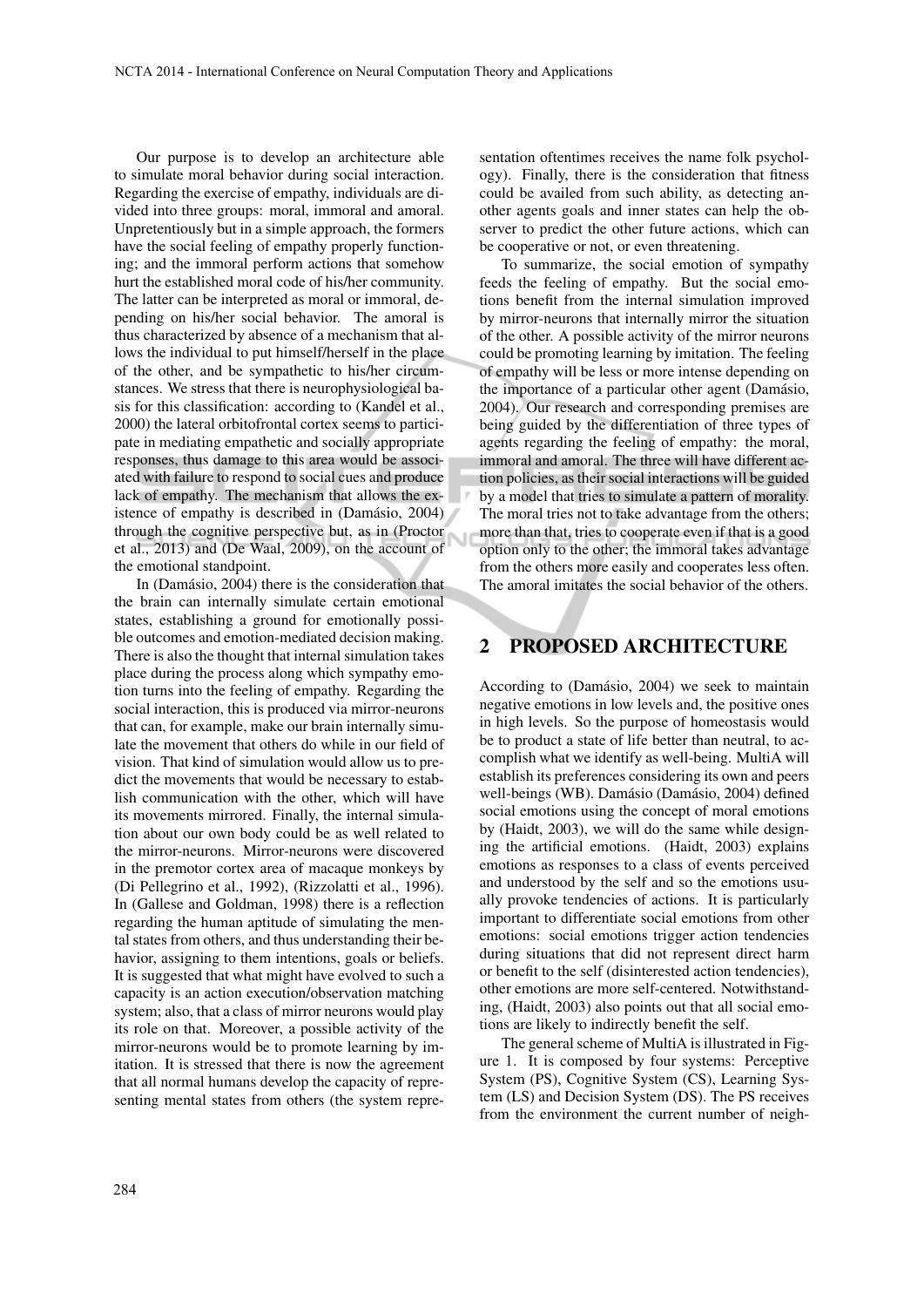Our purpose is to develop an architecture able to simulate moral behavior during social interaction. Regarding the exercise of empathy, individuals are divided into three groups: moral, immoral and amoral. Unpretentiously but in a simple approach, the formers have the social feeling of empathy properly functioning; and the immoral perform actions that somehow hurt the established moral code of his/her community. The latter can be interpreted as moral or immoral, depending on his/her social behavior. The amoral is thus characterized by absence of a mechanism that allows the individual to put himself/herself in the place of the other, and be sympathetic to his/her circumstances. We stress that there is neurophysiological basis for this classification: according to (Kandel et al., 2000) the lateral orbitofrontal cortex seems to participate in mediating empathetic and socially appropriate responses, thus damage to this area would be associated with failure to respond to social cues and produce lack of empathy. The mechanism that allows the existence of empathy is described in (Damásio, 2004) through the cognitive perspective but, as in (Proctor et al., 2013) and (De Waal, 2009), on the account of the emotional standpoint.

In (Damásio, 2004) there is the consideration that the brain can internally simulate certain emotional states, establishing a ground for emotionally possible outcomes and emotion-mediated decision making. There is also the thought that internal simulation takes place during the process along which sympathy emotion turns into the feeling of empathy. Regarding the social interaction, this is produced via mirror-neurons that can, for example, make our brain internally simulate the movement that others do while in our field of vision. That kind of simulation would allow us to predict the movements that would be necessary to establish communication with the other, which will have its movements mirrored. Finally, the internal simulation about our own body could be as well related to the mirror-neurons. Mirror-neurons were discovered in the premotor cortex area of macaque monkeys by (Di Pellegrino et al., 1992), (Rizzolatti et al., 1996). In (Gallese and Goldman, 1998) there is a reflection regarding the human aptitude of simulating the mental states from others, and thus understanding their behavior, assigning to them intentions, goals or beliefs. It is suggested that what might have evolved to such a capacity is an action execution/observation matching system; also, that a class of mirror neurons would play its role on that. Moreover, a possible activity of the mirror-neurons would be to promote learning by imitation. It is stressed that there is now the agreement that all normal humans develop the capacity of representing mental states from others (the system representation oftentimes receives the name folk psychology). Finally, there is the consideration that fitness could be availed from such ability, as detecting another agents goals and inner states can help the observer to predict the other future actions, which can be cooperative or not, or even threatening.

To summarize, the social emotion of sympathy feeds the feeling of empathy. But the social emotions benefit from the internal simulation improved by mirror-neurons that internally mirror the situation of the other. A possible activity of the mirror neurons could be promoting learning by imitation. The feeling of empathy will be less or more intense depending on the importance of a particular other agent (Damásio, 2004). Our research and corresponding premises are being guided by the differentiation of three types of agents regarding the feeling of empathy: the moral, immoral and amoral. The three will have different action policies, as their social interactions will be guided by a model that tries to simulate a pattern of morality. The moral tries not to take advantage from the others; more than that, tries to cooperate even if that is a good option only to the other; the immoral takes advantage from the others more easily and cooperates less often. The amoral imitates the social behavior of the others.

## 2 PROPOSED ARCHITECTURE

According to (Damásio, 2004) we seek to maintain negative emotions in low levels and, the positive ones in high levels. So the purpose of homeostasis would be to product a state of life better than neutral, to accomplish what we identify as well-being. MultiA will establish its preferences considering its own and peers well-beings (WB). Damásio (Damásio, 2004) defined social emotions using the concept of moral emotions by (Haidt, 2003), we will do the same while designing the artificial emotions. (Haidt, 2003) explains emotions as responses to a class of events perceived and understood by the self and so the emotions usually provoke tendencies of actions. It is particularly important to differentiate social emotions from other emotions: social emotions trigger action tendencies during situations that did not represent direct harm or benefit to the self (disinterested action tendencies), other emotions are more self-centered. Notwithstanding, (Haidt, 2003) also points out that all social emotions are likely to indirectly benefit the self.

The general scheme of MultiA is illustrated in Figure 1. It is composed by four systems: Perceptive System (PS), Cognitive System (CS), Learning System (LS) and Decision System (DS). The PS receives from the environment the current number of neigh-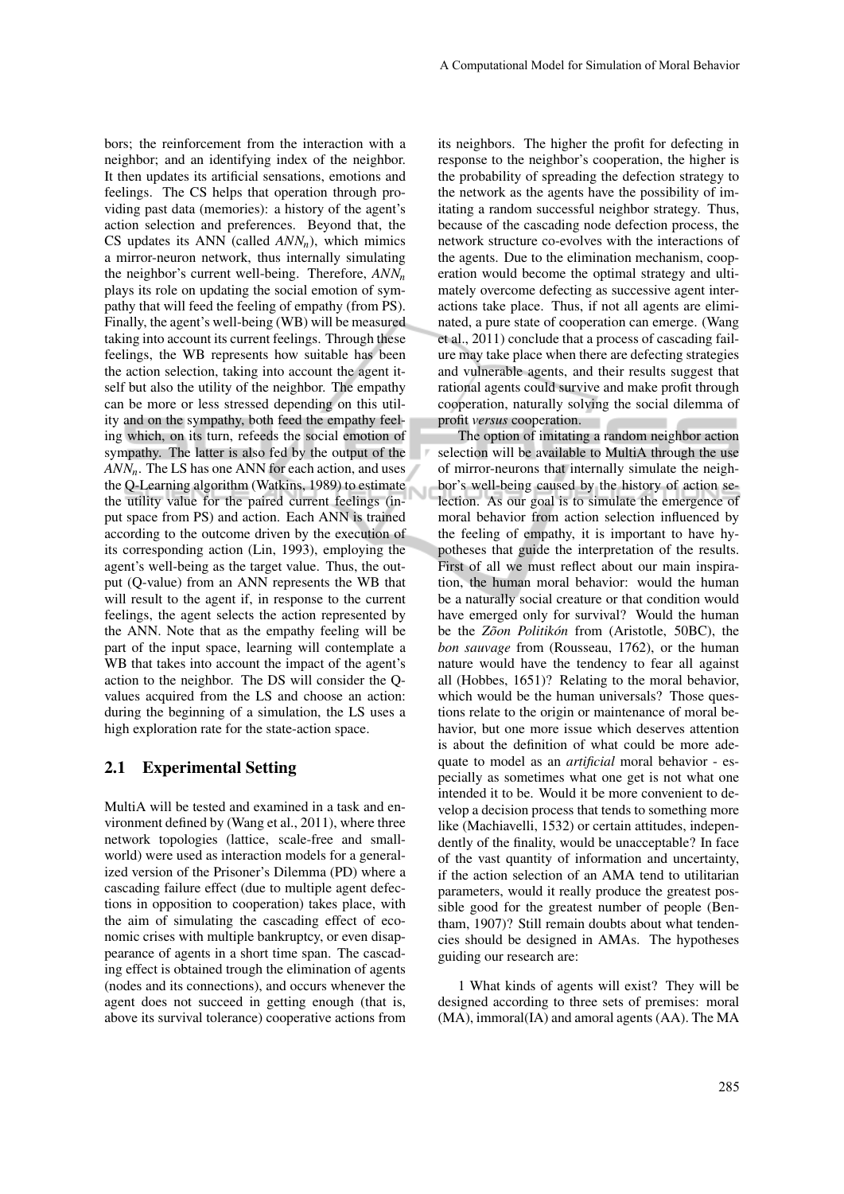bors; the reinforcement from the interaction with a neighbor; and an identifying index of the neighbor. It then updates its artificial sensations, emotions and feelings. The CS helps that operation through providing past data (memories): a history of the agent's action selection and preferences. Beyond that, the CS updates its ANN (called $ANN_n$), which mimics a mirror-neuron network, thus internally simulating the neighbor's current well-being. Therefore, $ANN_n$ plays its role on updating the social emotion of sympathy that will feed the feeling of empathy (from PS). Finally, the agent's well-being (WB) will be measured taking into account its current feelings. Through these feelings, the WB represents how suitable has been the action selection, taking into account the agent itself but also the utility of the neighbor. The empathy can be more or less stressed depending on this utility and on the sympathy, both feed the empathy feeling which, on its turn, refeeds the social emotion of sympathy. The latter is also fed by the output of the $ANN_n$. The LS has one ANN for each action, and uses the Q-Learning algorithm (Watkins, 1989) to estimate the utility value for the paired current feelings (input space from PS) and action. Each ANN is trained according to the outcome driven by the execution of its corresponding action (Lin, 1993), employing the agent's well-being as the target value. Thus, the output (Q-value) from an ANN represents the WB that will result to the agent if, in response to the current feelings, the agent selects the action represented by the ANN. Note that as the empathy feeling will be part of the input space, learning will contemplate a WB that takes into account the impact of the agent's action to the neighbor. The DS will consider the Q-values acquired from the LS and choose an action: during the beginning of a simulation, the LS uses a high exploration rate for the state-action space.

## 2.1 Experimental Setting

MultiA will be tested and examined in a task and environment defined by (Wang et al., 2011), where three network topologies (lattice, scale-free and small-world) were used as interaction models for a generalized version of the Prisoner's Dilemma (PD) where a cascading failure effect (due to multiple agent defections in opposition to cooperation) takes place, with the aim of simulating the cascading effect of economic crises with multiple bankruptcy, or even disappearance of agents in a short time span. The cascading effect is obtained trough the elimination of agents (nodes and its connections), and occurs whenever the agent does not succeed in getting enough (that is, above its survival tolerance) cooperative actions from its neighbors. The higher the profit for defecting in response to the neighbor's cooperation, the higher is the probability of spreading the defection strategy to the network as the agents have the possibility of imitating a random successful neighbor strategy. Thus, because of the cascading node defection process, the network structure co-evolves with the interactions of the agents. Due to the elimination mechanism, cooperation would become the optimal strategy and ultimately overcome defecting as successive agent interactions take place. Thus, if not all agents are eliminated, a pure state of cooperation can emerge. (Wang et al., 2011) conclude that a process of cascading failure may take place when there are defecting strategies and vulnerable agents, and their results suggest that rational agents could survive and make profit through cooperation, naturally solving the social dilemma of profit *versus* cooperation.

The option of imitating a random neighbor action selection will be available to MultiA through the use of mirror-neurons that internally simulate the neighbor's well-being caused by the history of action selection. As our goal is to simulate the emergence of moral behavior from action selection influenced by the feeling of empathy, it is important to have hypotheses that guide the interpretation of the results. First of all we must reflect about our main inspiration, the human moral behavior: would the human be a naturally social creature or that condition would have emerged only for survival? Would the human be the *Zōon Politikón* from (Aristotle, 50BC), the *bon sauvage* from (Rousseau, 1762), or the human nature would have the tendency to fear all against all (Hobbes, 1651)? Relating to the moral behavior, which would be the human universals? Those questions relate to the origin or maintenance of moral behavior, but one more issue which deserves attention is about the definition of what could be more adequate to model as an *artificial* moral behavior - especially as sometimes what one get is not what one intended it to be. Would it be more convenient to develop a decision process that tends to something more like (Machiavelli, 1532) or certain attitudes, independently of the finality, would be unacceptable? In face of the vast quantity of information and uncertainty, if the action selection of an AMA tend to utilitarian parameters, would it really produce the greatest possible good for the greatest number of people (Bentham, 1907)? Still remain doubts about what tendencies should be designed in AMAs. The hypotheses guiding our research are:

1 What kinds of agents will exist? They will be designed according to three sets of premises: moral (MA), immoral(IA) and amoral agents (AA). The MA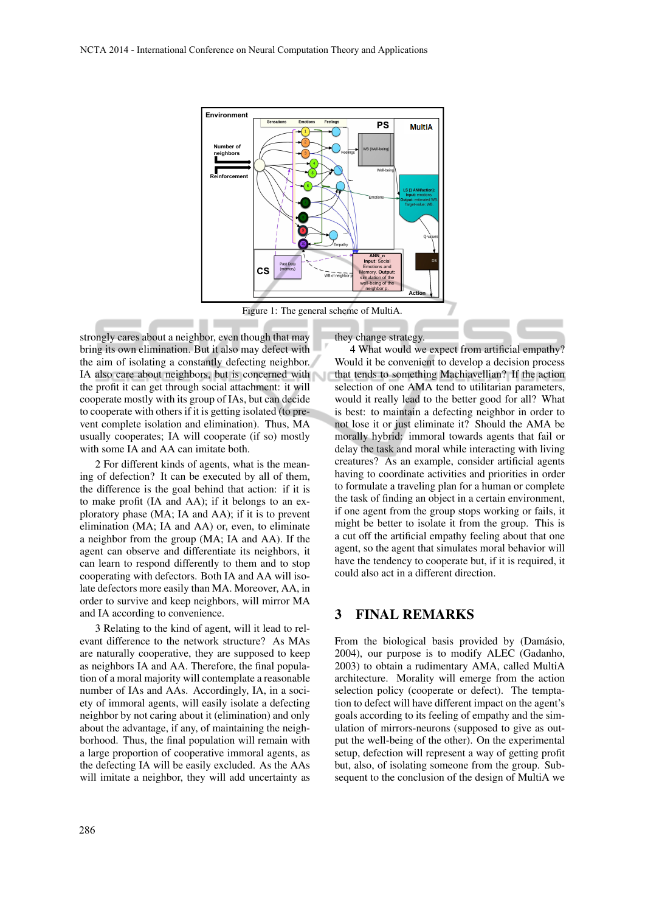Figure 1: The general scheme of MultiA.

strongly cares about a neighbor, even though that may bring its own elimination. But it also may defect with the aim of isolating a constantly defecting neighbor. IA also care about neighbors, but is concerned with the profit it can get through social attachment: it will cooperate mostly with its group of IAs, but can decide to cooperate with others if it is getting isolated (to prevent complete isolation and elimination). Thus, MA usually cooperates; IA will cooperate (if so) mostly with some IA and AA can imitate both.

2 For different kinds of agents, what is the meaning of defection? It can be executed by all of them, the difference is the goal behind that action: if it is to make profit (IA and AA); if it belongs to an exploratory phase (MA; IA and AA); if it is to prevent elimination (MA; IA and AA) or, even, to eliminate a neighbor from the group (MA; IA and AA). If the agent can observe and differentiate its neighbors, it can learn to respond differently to them and to stop cooperating with defectors. Both IA and AA will isolate defectors more easily than MA. Moreover, AA, in order to survive and keep neighbors, will mirror MA and IA according to convenience.

3 Relating to the kind of agent, will it lead to relevant difference to the network structure? As MAs are naturally cooperative, they are supposed to keep as neighbors IA and AA. Therefore, the final population of a moral majority will contemplate a reasonable number of IAs and AAs. Accordingly, IA, in a society of immoral agents, will easily isolate a defecting neighbor by not caring about it (elimination) and only about the advantage, if any, of maintaining the neighborhood. Thus, the final population will remain with a large proportion of cooperative immoral agents, as the defecting IA will be easily excluded. As the AAs will imitate a neighbor, they will add uncertainty as they change strategy.

4 What would we expect from artificial empathy? Would it be convenient to develop a decision process that tends to something Machiavellian? If the action selection of one AMA tend to utilitarian parameters, would it really lead to the better good for all? What is best: to maintain a defecting neighbor in order to not lose it or just eliminate it? Should the AMA be morally hybrid: immoral towards agents that fail or delay the task and moral while interacting with living creatures? As an example, consider artificial agents having to coordinate activities and priorities in order to formulate a traveling plan for a human or complete the task of finding an object in a certain environment, if one agent from the group stops working or fails, it might be better to isolate it from the group. This is a cut off the artificial empathy feeling about that one agent, so the agent that simulates moral behavior will have the tendency to cooperate but, if it is required, it could also act in a different direction.

## 3 FINAL REMARKS

From the biological basis provided by (Damásio, 2004), our purpose is to modify ALEC (Gadanho, 2003) to obtain a rudimentary AMA, called MultiA architecture. Morality will emerge from the action selection policy (cooperate or defect). The temptation to defect will have different impact on the agent's goals according to its feeling of empathy and the simulation of mirrors-neurons (supposed to give as output the well-being of the other). On the experimental setup, defection will represent a way of getting profit but, also, of isolating someone from the group. Subsequent to the conclusion of the design of MultiA we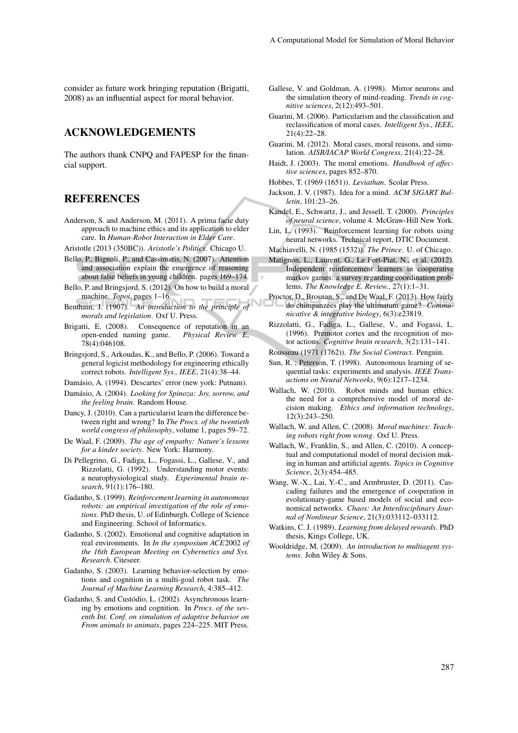consider as future work bringing reputation (Brigatti, 2008) as an influential aspect for moral behavior.

## ACKNOWLEDGEMENTS

The authors thank CNPQ and FAPESP for the financial support.

## REFERENCES

Anderson, S. and Anderson, M. (2011). A prima facie duty approach to machine ethics and its application to elder care. In *Human-Robot Interaction in Elder Care*.

Aristotle (2013 (350BC)). *Aristotle's Politics*. Chicago U.

Bello, P., Bignoli, P., and Cassimatis, N. (2007). Attention and association explain the emergence of reasoning about false beliefs in young children. pages 169–174.

Bello, P. and Bringsjord, S. (2012). On how to build a moral machine. *Topoi*, pages 1–16.

Bentham, J. (1907). *An introduction to the principle of morals and legislation*. Oxf U. Press.

Brigatti, E. (2008). Consequence of reputation in an open-ended naming game. *Physical Review E*, 78(4):046108.

Bringsjord, S., Arkoudas, K., and Bello, P. (2006). Toward a general logicist methodology for engineering ethically correct robots. *Intelligent Sys., IEEE*, 21(4):38–44.

Damásio, A. (1994). Descartes' error (new york: Putnam).

Damásio, A. (2004). *Looking for Spinoza: Joy, sorrow, and the feeling brain*. Random House.

Dancy, J. (2010). Can a particularist learn the difference between right and wrong? In *The Procs. of the twentieth world congress of philosophy*, volume 1, pages 59–72.

De Waal, F. (2009). *The age of empathy: Nature's lessons for a kinder society*. New York: Harmony.

Di Pellegrino, G., Fadiga, L., Fogassi, L., Gallese, V., and Rizzolatti, G. (1992). Understanding motor events: a neurophysiological study. *Experimental brain research*, 91(1):176–180.

Gadanho, S. (1999). *Reinforcement learning in autonomous robots: an empirical investigation of the role of emotions*. PhD thesis, U. of Edinburgh. College of Science and Engineering. School of Informatics.

Gadanho, S. (2002). Emotional and cognitive adaptation in real environments. In *In the symposium ACE2002 of the 16th European Meeting on Cybernetics and Sys. Research*. Citeseer.

Gadanho, S. (2003). Learning behavior-selection by emotions and cognition in a multi-goal robot task. *The Journal of Machine Learning Research*, 4:385–412.

Gadanho, S. and Custódio, L. (2002). Asynchronous learning by emotions and cognition. In *Procs. of the seventh Int. Conf. on simulation of adaptive behavior on From animals to animats*, pages 224–225. MIT Press.

Gallese, V. and Goldman, A. (1998). Mirror neurons and the simulation theory of mind-reading. *Trends in cognitive sciences*, 2(12):493–501.

Guarini, M. (2006). Particularism and the classification and reclassification of moral cases. *Intelligent Sys., IEEE*, 21(4):22–28.

Guarini, M. (2012). Moral cases, moral reasons, and simulation. *AISB/IACAP World Congress*, 21(4):22–28.

Haidt, J. (2003). The moral emotions. *Handbook of affective sciences*, pages 852–870.

Hobbes, T. (1969 (1651)). *Leviathan*. Scolar Press.

Jackson, J. V. (1987). Idea for a mind. *ACM SIGART Bulletin*, 101:23–26.

Kandel, E., Schwartz, J., and Jessell, T. (2000). *Principles of neural science*, volume 4. McGraw-Hill New York.

Lin, L. (1993). Reinforcement learning for robots using neural networks. Technical report, DTIC Document.

Machiavelli, N. (1985 (1532)). *The Prince*. U. of Chicago.

Matignon, L., Laurent, G., Le Fort-Piat, N., et al. (2012). Independent reinforcement learners in cooperative markov games: a survey regarding coordination problems. *The Knowledge E. Review.*, 27(1):1–31.

Proctor, D., Brosnan, S., and De Waal, F. (2013). How fairly do chimpanzees play the ultimatum game? *Communicative & integrative biology*, 6(3):e23819.

Rizzolatti, G., Fadiga, L., Gallese, V., and Fogassi, L. (1996). Premotor cortex and the recognition of motor actions. *Cognitive brain research*, 3(2):131–141.

Rousseau (1971 (1762)). *The Social Contract*. Penguin.

Sun, R. ; Peterson, T. (1998). Autonomous learning of sequential tasks: experiments and analysis. *IEEE Transactions on Neural Networks*, 9(6):1217–1234.

Wallach, W. (2010). Robot minds and human ethics: the need for a comprehensive model of moral decision making. *Ethics and information technology*, 12(3):243–250.

Wallach, W. and Allen, C. (2008). *Moral machines: Teaching robots right from wrong*. Oxf U. Press.

Wallach, W., Franklin, S., and Allen, C. (2010). A conceptual and computational model of moral decision making in human and artificial agents. *Topics in Cognitive Science*, 2(3):454–485.

Wang, W.-X., Lai, Y.-C., and Armbruster, D. (2011). Cascading failures and the emergence of cooperation in evolutionary-game based models of social and economical networks. *Chaos: An Interdisciplinary Journal of Nonlinear Science*, 21(3):033112–033112.

Watkins, C. J. (1989). *Learning from delayed rewards*. PhD thesis, Kings College, UK.

Wooldridge, M. (2009). *An introduction to multiagent systems*. John Wiley & Sons.